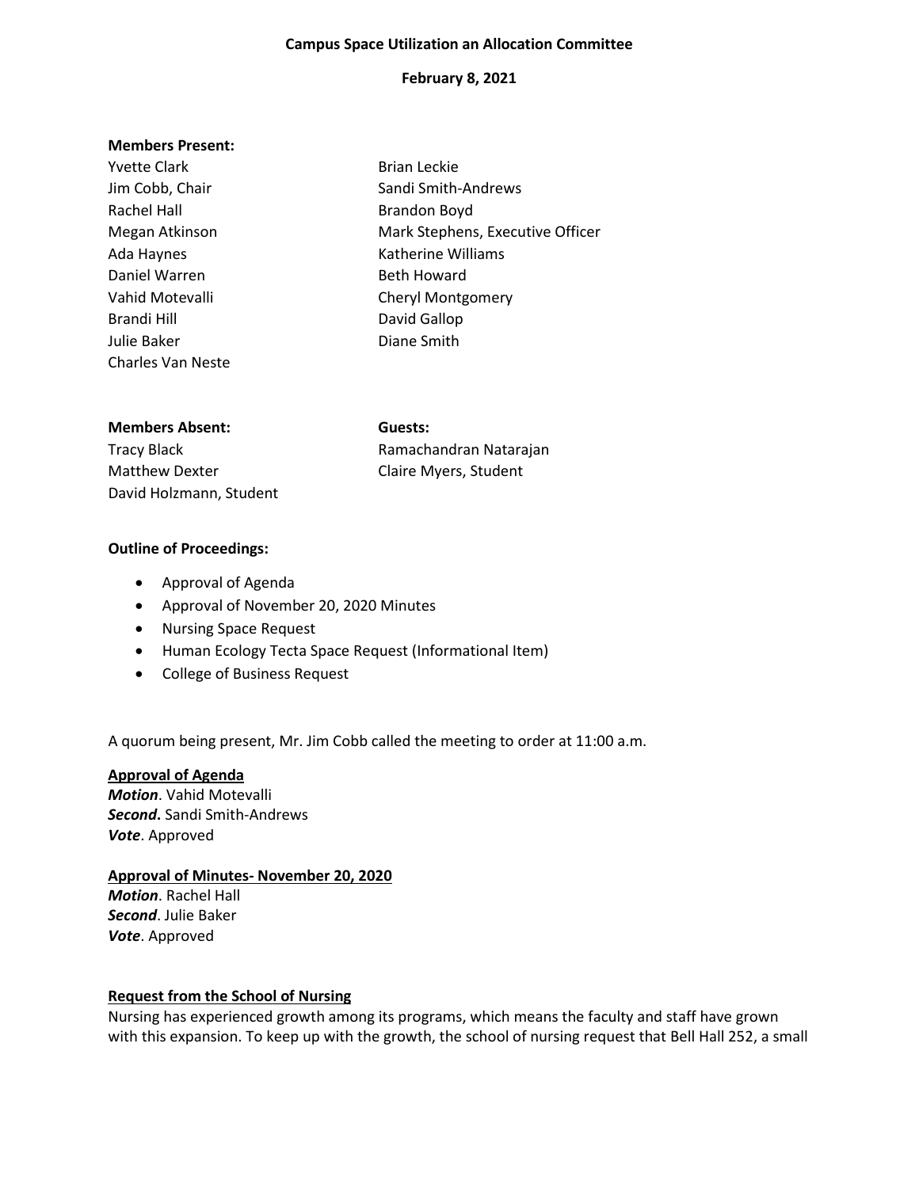**Campus Space Utilization an Allocation Committee**

**February 8, 2021**

**Members Present:**

Yvette Clark
Jim Cobb, Chair
Rachel Hall
Megan Atkinson
Ada Haynes
Daniel Warren
Vahid Motevalli
Brandi Hill
Julie Baker
Charles Van Neste
Brian Leckie
Sandi Smith-Andrews
Brandon Boyd
Mark Stephens, Executive Officer
Katherine Williams
Beth Howard
Cheryl Montgomery
David Gallop
Diane Smith

**Members Absent:**

Tracy Black
Matthew Dexter
David Holzmann, Student

**Guests:**

Ramachandran Natarajan
Claire Myers, Student

**Outline of Proceedings:**

- Approval of Agenda
- Approval of November 20, 2020 Minutes
- Nursing Space Request
- Human Ecology Tecta Space Request (Informational Item)
- College of Business Request

A quorum being present, Mr. Jim Cobb called the meeting to order at 11:00 a.m.

**Approval of Agenda**

***Motion***. Vahid Motevalli
***Second*.** Sandi Smith-Andrews
***Vote***. Approved

**Approval of Minutes- November 20, 2020**

***Motion***. Rachel Hall
***Second***. Julie Baker
***Vote***. Approved

**Request from the School of Nursing**

Nursing has experienced growth among its programs, which means the faculty and staff have grown with this expansion. To keep up with the growth, the school of nursing request that Bell Hall 252, a small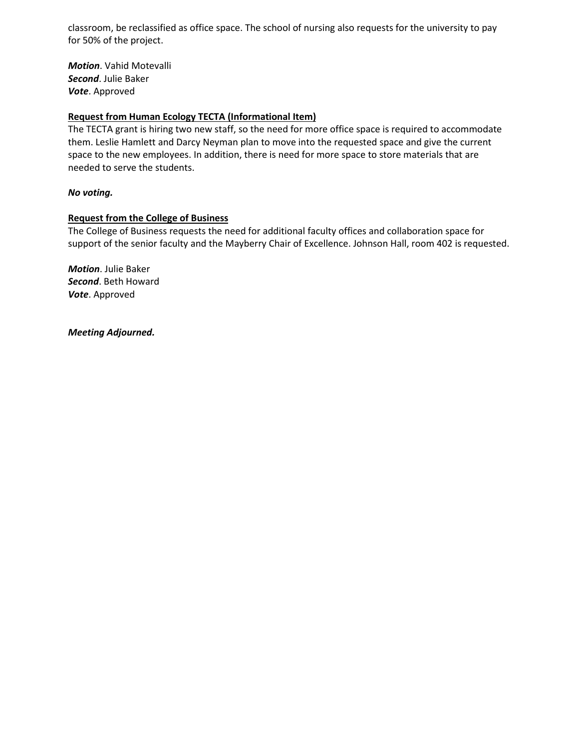classroom, be reclassified as office space. The school of nursing also requests for the university to pay for 50% of the project.

***Motion***. Vahid Motevalli
***Second***. Julie Baker
***Vote***. Approved

**Request from Human Ecology TECTA (Informational Item)**

The TECTA grant is hiring two new staff, so the need for more office space is required to accommodate them. Leslie Hamlett and Darcy Neyman plan to move into the requested space and give the current space to the new employees. In addition, there is need for more space to store materials that are needed to serve the students.

***No voting.***

**Request from the College of Business**

The College of Business requests the need for additional faculty offices and collaboration space for support of the senior faculty and the Mayberry Chair of Excellence. Johnson Hall, room 402 is requested.

***Motion***. Julie Baker
***Second***. Beth Howard
***Vote***. Approved

***Meeting Adjourned.***